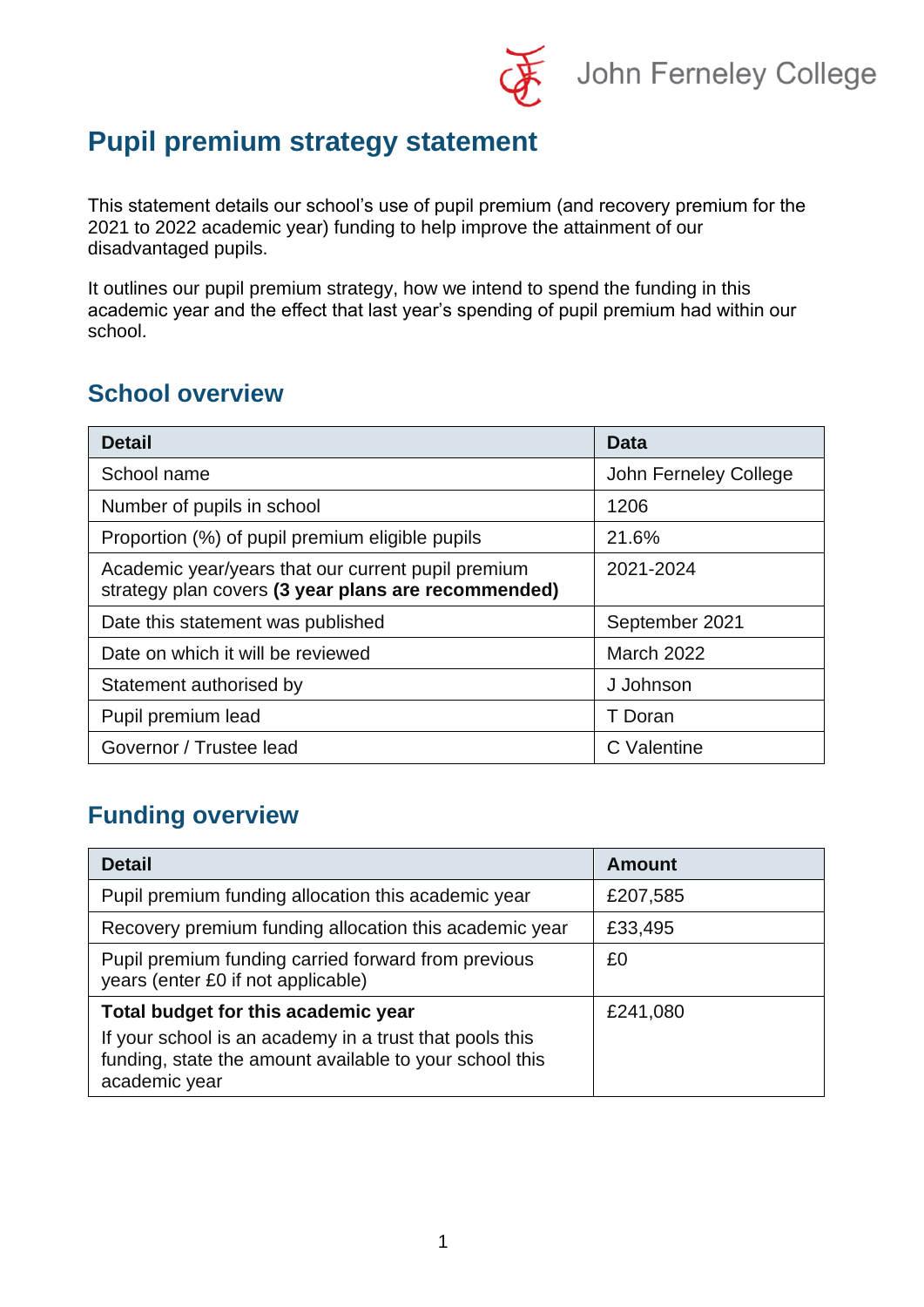# Pupil premium strategy statement

This statement details our school's use of pupil premium (and recovery premium for the 2021 to 2022 academic year) funding to help improve the attainment of our disadvantaged pupils.

It outlines our pupil premium strategy, how we intend to spend the funding in this academic year and the effect that last year's spending of pupil premium had within our school.

## School overview

| Detail | Data |
|---|---|
| School name | John Ferneley College |
| Number of pupils in school | 1206 |
| Proportion (%) of pupil premium eligible pupils | 21.6% |
| Academic year/years that our current pupil premium strategy plan covers **(3 year plans are recommended)** | 2021-2024 |
| Date this statement was published | September 2021 |
| Date on which it will be reviewed | March 2022 |
| Statement authorised by | J Johnson |
| Pupil premium lead | T Doran |
| Governor / Trustee lead | C Valentine |

## Funding overview

| Detail | Amount |
|---|---|
| Pupil premium funding allocation this academic year | £207,585 |
| Recovery premium funding allocation this academic year | £33,495 |
| Pupil premium funding carried forward from previous years (enter £0 if not applicable) | £0 |
| **Total budget for this academic year** If your school is an academy in a trust that pools this funding, state the amount available to your school this academic year | £241,080 |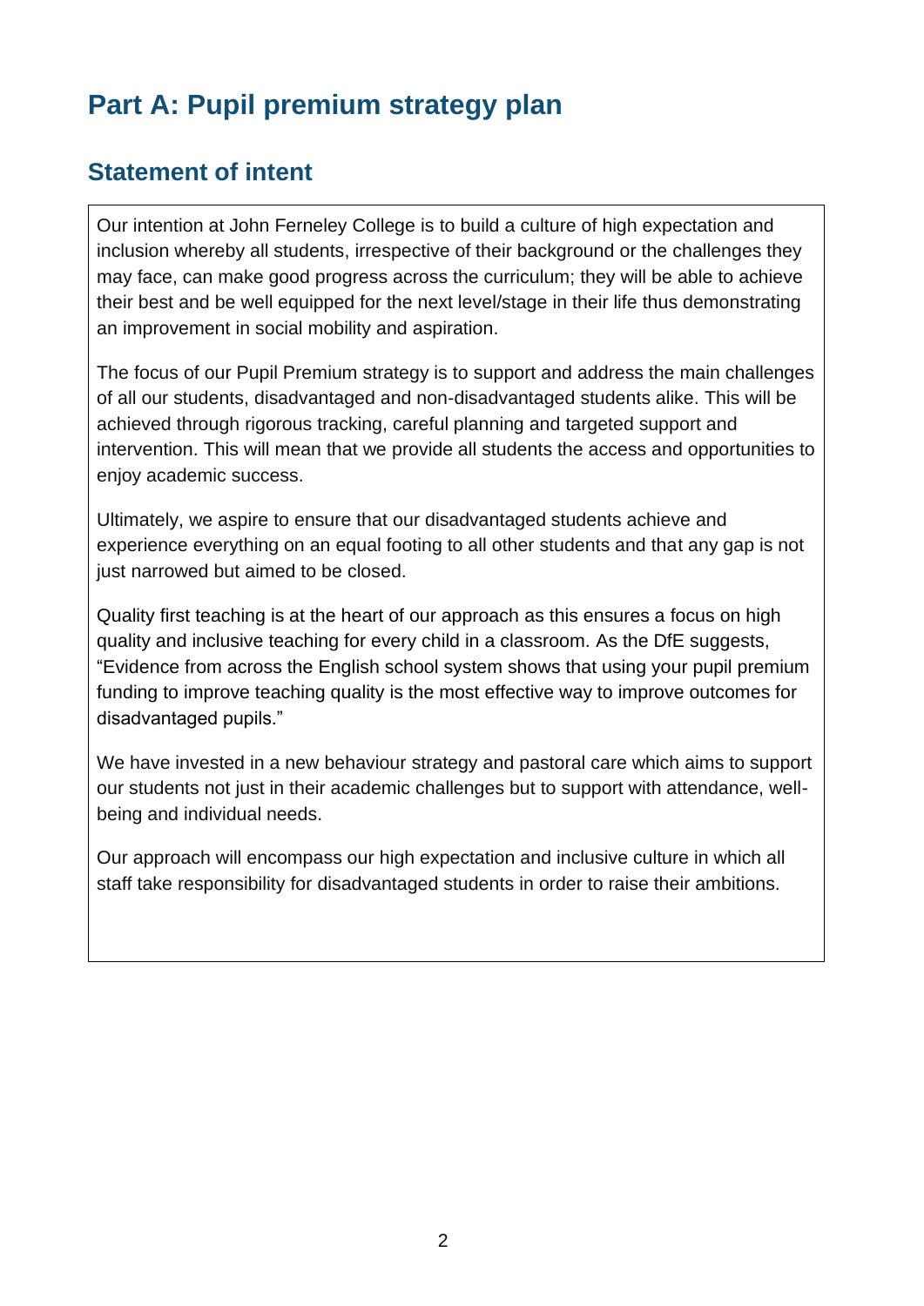# Part A: Pupil premium strategy plan

## Statement of intent

Our intention at John Ferneley College is to build a culture of high expectation and inclusion whereby all students, irrespective of their background or the challenges they may face, can make good progress across the curriculum; they will be able to achieve their best and be well equipped for the next level/stage in their life thus demonstrating an improvement in social mobility and aspiration.

The focus of our Pupil Premium strategy is to support and address the main challenges of all our students, disadvantaged and non-disadvantaged students alike. This will be achieved through rigorous tracking, careful planning and targeted support and intervention. This will mean that we provide all students the access and opportunities to enjoy academic success.

Ultimately, we aspire to ensure that our disadvantaged students achieve and experience everything on an equal footing to all other students and that any gap is not just narrowed but aimed to be closed.

Quality first teaching is at the heart of our approach as this ensures a focus on high quality and inclusive teaching for every child in a classroom. As the DfE suggests, “Evidence from across the English school system shows that using your pupil premium funding to improve teaching quality is the most effective way to improve outcomes for disadvantaged pupils.”

We have invested in a new behaviour strategy and pastoral care which aims to support our students not just in their academic challenges but to support with attendance, well-being and individual needs.

Our approach will encompass our high expectation and inclusive culture in which all staff take responsibility for disadvantaged students in order to raise their ambitions.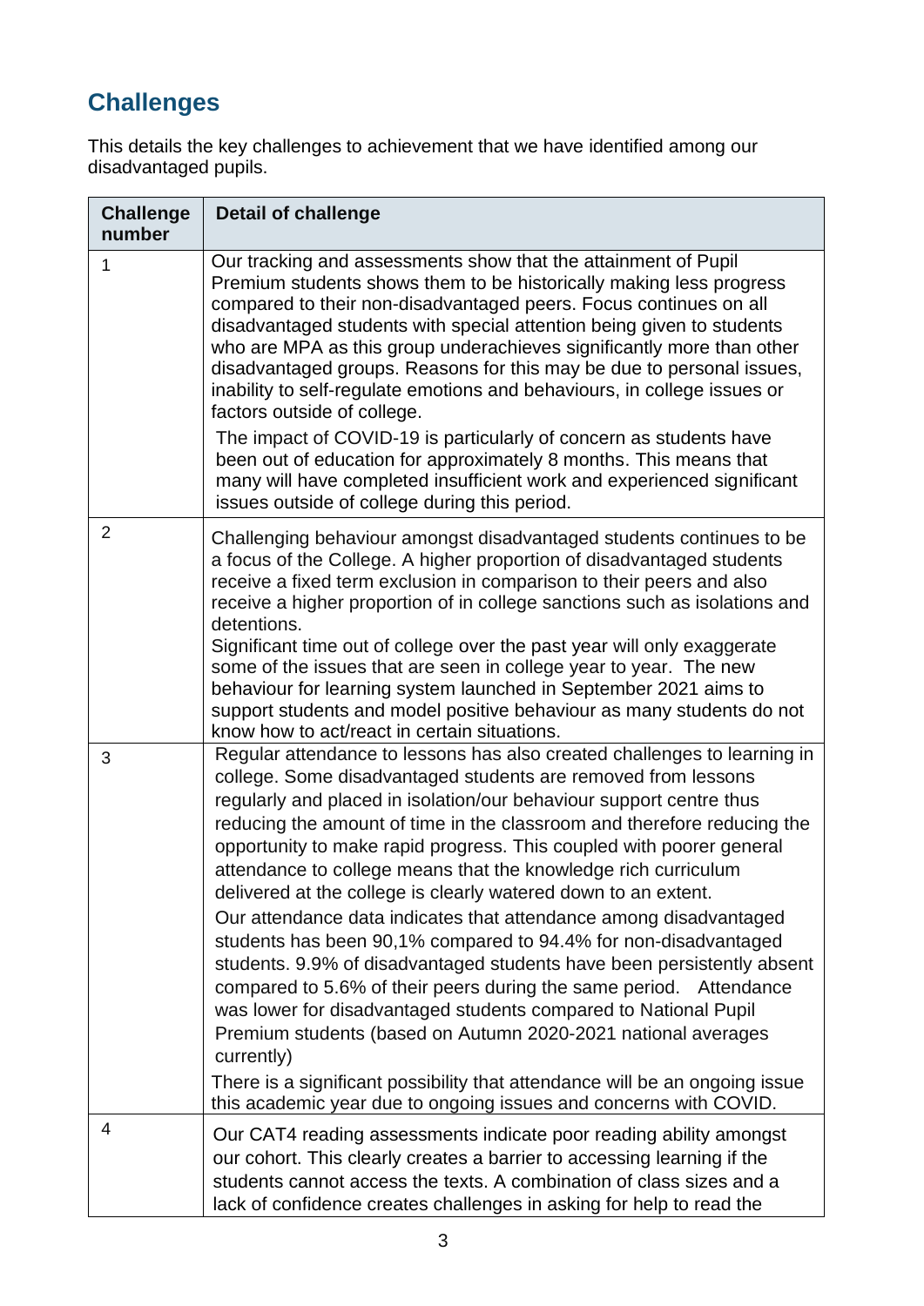## Challenges

This details the key challenges to achievement that we have identified among our disadvantaged pupils.

| Challenge number | Detail of challenge |
|---|---|
| 1 | Our tracking and assessments show that the attainment of Pupil Premium students shows them to be historically making less progress compared to their non-disadvantaged peers. Focus continues on all disadvantaged students with special attention being given to students who are MPA as this group underachieves significantly more than other disadvantaged groups. Reasons for this may be due to personal issues, inability to self-regulate emotions and behaviours, in college issues or factors outside of college.<br><br>The impact of COVID-19 is particularly of concern as students have been out of education for approximately 8 months. This means that many will have completed insufficient work and experienced significant issues outside of college during this period. |
| 2 | Challenging behaviour amongst disadvantaged students continues to be a focus of the College. A higher proportion of disadvantaged students receive a fixed term exclusion in comparison to their peers and also receive a higher proportion of in college sanctions such as isolations and detentions.<br>Significant time out of college over the past year will only exaggerate some of the issues that are seen in college year to year. The new behaviour for learning system launched in September 2021 aims to support students and model positive behaviour as many students do not know how to act/react in certain situations. |
| 3 | Regular attendance to lessons has also created challenges to learning in college. Some disadvantaged students are removed from lessons regularly and placed in isolation/our behaviour support centre thus reducing the amount of time in the classroom and therefore reducing the opportunity to make rapid progress. This coupled with poorer general attendance to college means that the knowledge rich curriculum delivered at the college is clearly watered down to an extent.<br><br>Our attendance data indicates that attendance among disadvantaged students has been 90,1% compared to 94.4% for non-disadvantaged students. 9.9% of disadvantaged students have been persistently absent compared to 5.6% of their peers during the same period. Attendance was lower for disadvantaged students compared to National Pupil Premium students (based on Autumn 2020-2021 national averages currently)<br><br>There is a significant possibility that attendance will be an ongoing issue this academic year due to ongoing issues and concerns with COVID. |
| 4 | Our CAT4 reading assessments indicate poor reading ability amongst our cohort. This clearly creates a barrier to accessing learning if the students cannot access the texts. A combination of class sizes and a lack of confidence creates challenges in asking for help to read the |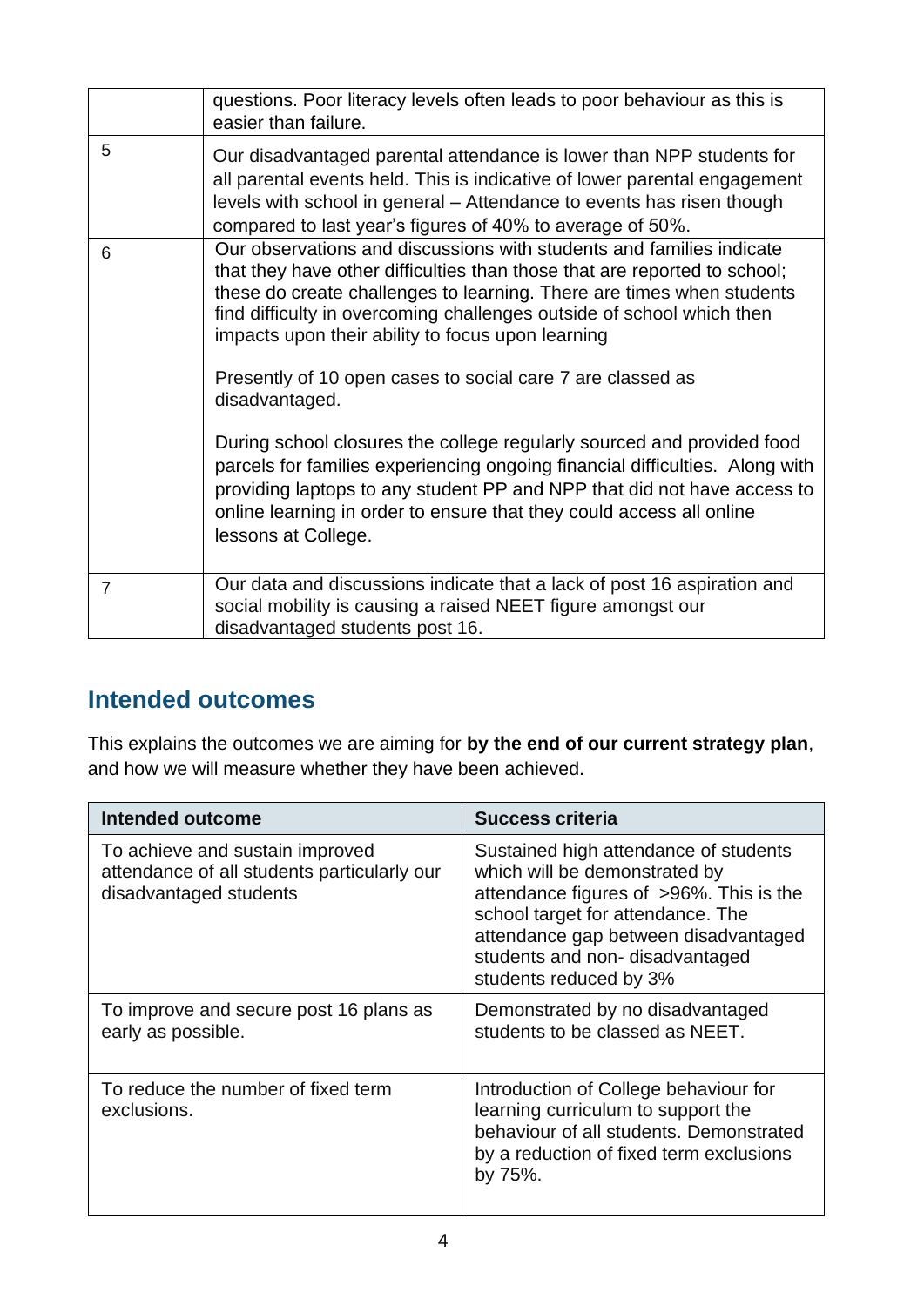| | |
|---|---|
| | questions. Poor literacy levels often leads to poor behaviour as this is easier than failure. |
| 5 | Our disadvantaged parental attendance is lower than NPP students for all parental events held. This is indicative of lower parental engagement levels with school in general – Attendance to events has risen though compared to last year's figures of 40% to average of 50%. |
| 6 | Our observations and discussions with students and families indicate that they have other difficulties than those that are reported to school; these do create challenges to learning. There are times when students find difficulty in overcoming challenges outside of school which then impacts upon their ability to focus upon learning<br><br>Presently of 10 open cases to social care 7 are classed as disadvantaged.<br><br>During school closures the college regularly sourced and provided food parcels for families experiencing ongoing financial difficulties. Along with providing laptops to any student PP and NPP that did not have access to online learning in order to ensure that they could access all online lessons at College. |
| 7 | Our data and discussions indicate that a lack of post 16 aspiration and social mobility is causing a raised NEET figure amongst our disadvantaged students post 16. |

## Intended outcomes

This explains the outcomes we are aiming for **by the end of our current strategy plan**, and how we will measure whether they have been achieved.

| Intended outcome | Success criteria |
|---|---|
| To achieve and sustain improved attendance of all students particularly our disadvantaged students | Sustained high attendance of students which will be demonstrated by attendance figures of >96%. This is the school target for attendance. The attendance gap between disadvantaged students and non- disadvantaged students reduced by 3% |
| To improve and secure post 16 plans as early as possible. | Demonstrated by no disadvantaged students to be classed as NEET. |
| To reduce the number of fixed term exclusions. | Introduction of College behaviour for learning curriculum to support the behaviour of all students. Demonstrated by a reduction of fixed term exclusions by 75%. |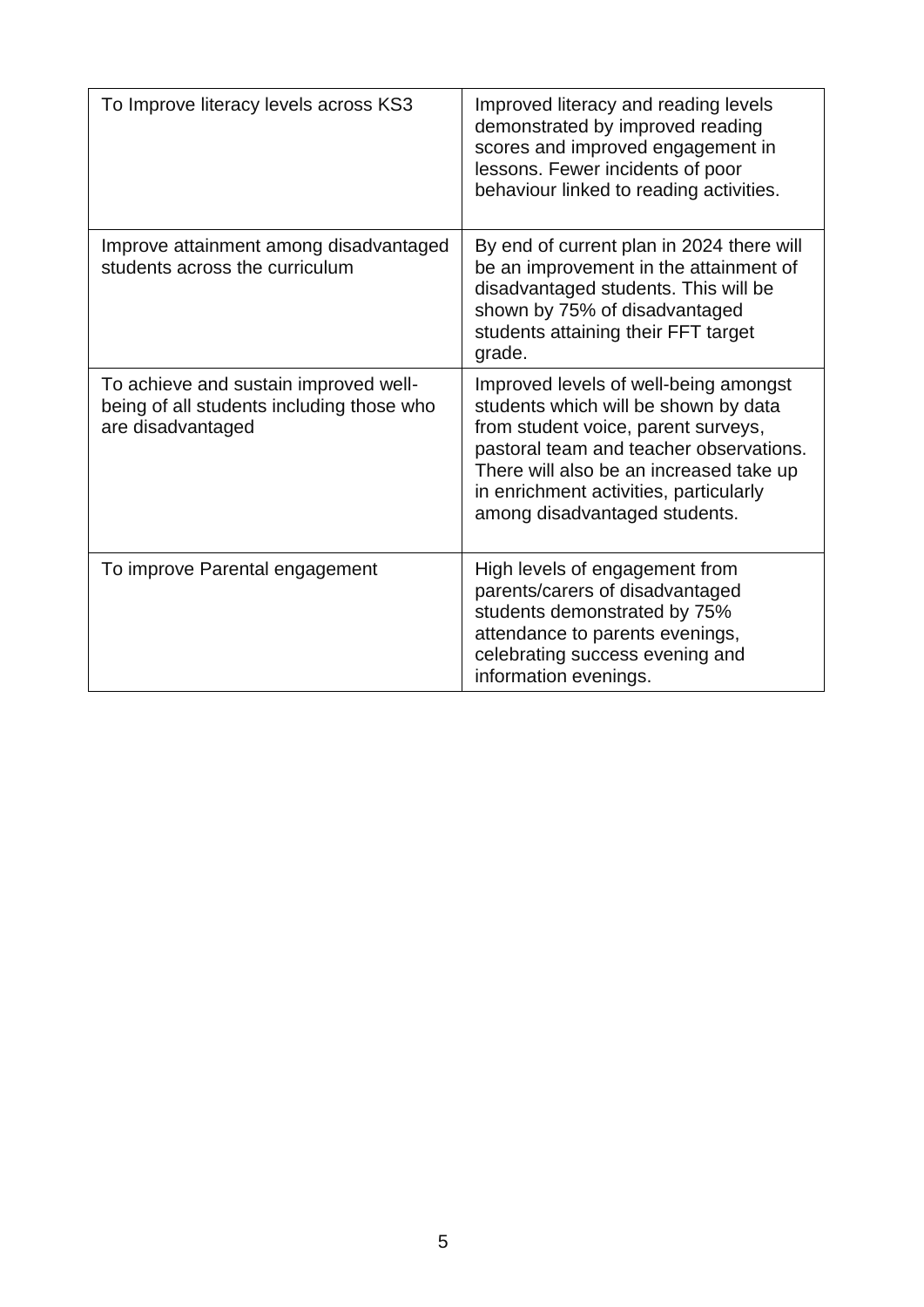| | |
|---|---|
| To Improve literacy levels across KS3 | Improved literacy and reading levels demonstrated by improved reading scores and improved engagement in lessons. Fewer incidents of poor behaviour linked to reading activities. |
| Improve attainment among disadvantaged students across the curriculum | By end of current plan in 2024 there will be an improvement in the attainment of disadvantaged students. This will be shown by 75% of disadvantaged students attaining their FFT target grade. |
| To achieve and sustain improved well-being of all students including those who are disadvantaged | Improved levels of well-being amongst students which will be shown by data from student voice, parent surveys, pastoral team and teacher observations. There will also be an increased take up in enrichment activities, particularly among disadvantaged students. |
| To improve Parental engagement | High levels of engagement from parents/carers of disadvantaged students demonstrated by 75% attendance to parents evenings, celebrating success evening and information evenings. |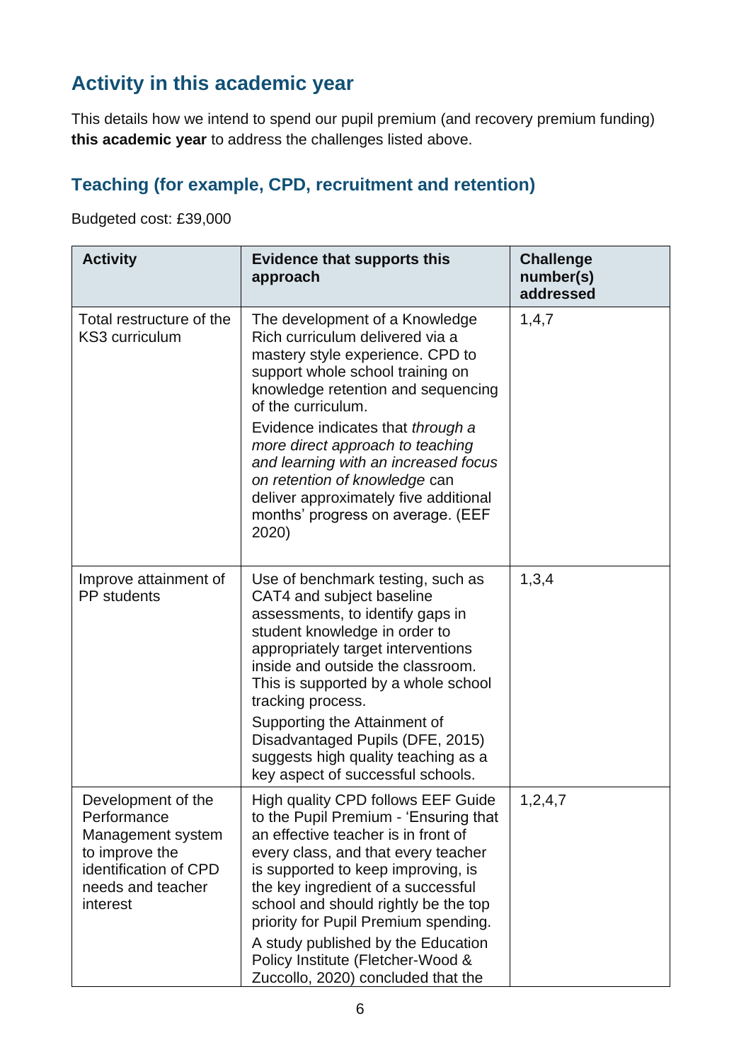## Activity in this academic year

This details how we intend to spend our pupil premium (and recovery premium funding) **this academic year** to address the challenges listed above.

### Teaching (for example, CPD, recruitment and retention)

Budgeted cost: £39,000

| Activity | Evidence that supports this approach | Challenge number(s) addressed |
|---|---|---|
| Total restructure of the KS3 curriculum | The development of a Knowledge Rich curriculum delivered via a mastery style experience. CPD to support whole school training on knowledge retention and sequencing of the curriculum.<br><br>Evidence indicates that *through a more direct approach to teaching and learning with an increased focus on retention of knowledge* can deliver approximately five additional months' progress on average. (EEF 2020) | 1,4,7 |
| Improve attainment of PP students | Use of benchmark testing, such as CAT4 and subject baseline assessments, to identify gaps in student knowledge in order to appropriately target interventions inside and outside the classroom. This is supported by a whole school tracking process.<br><br>Supporting the Attainment of Disadvantaged Pupils (DFE, 2015) suggests high quality teaching as a key aspect of successful schools. | 1,3,4 |
| Development of the Performance Management system to improve the identification of CPD needs and teacher interest | High quality CPD follows EEF Guide to the Pupil Premium - 'Ensuring that an effective teacher is in front of every class, and that every teacher is supported to keep improving, is the key ingredient of a successful school and should rightly be the top priority for Pupil Premium spending.<br><br>A study published by the Education Policy Institute (Fletcher-Wood & Zuccollo, 2020) concluded that the | 1,2,4,7 |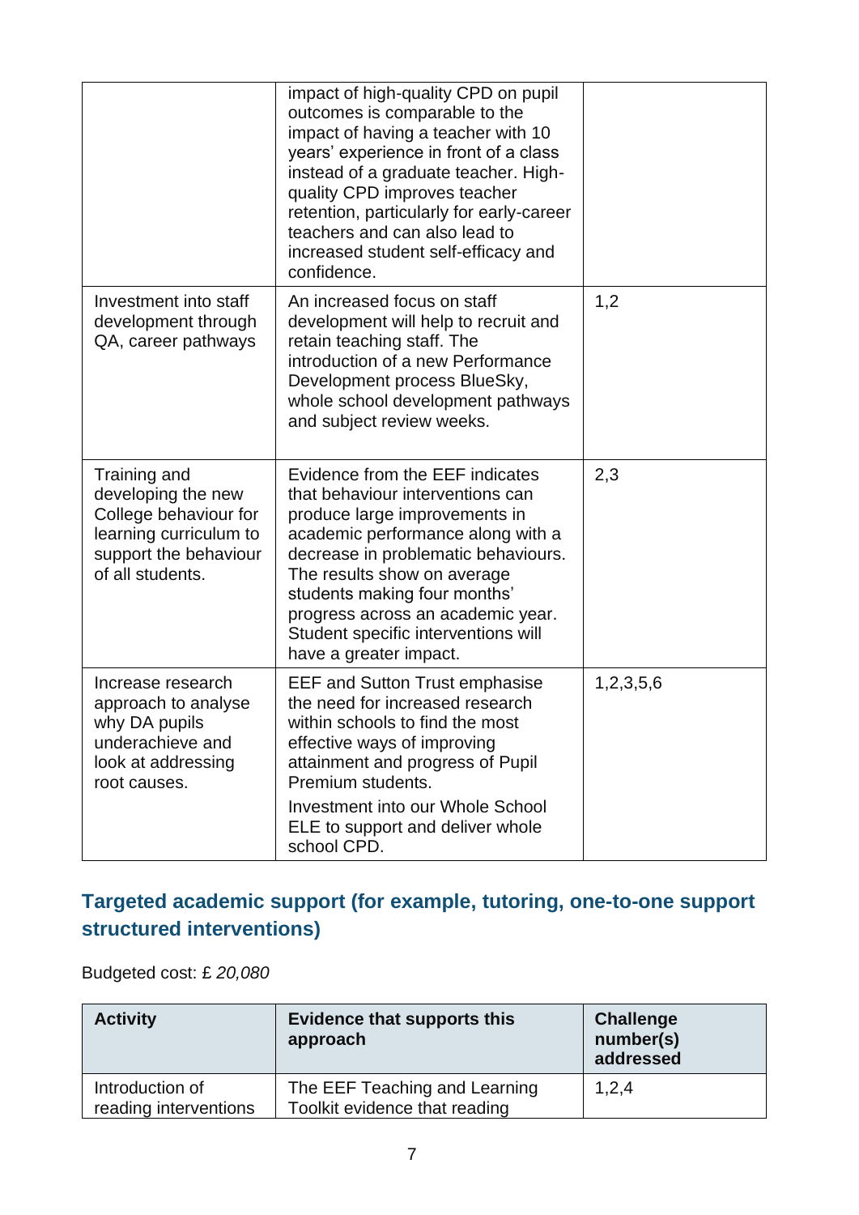| | | |
|---|---|---|
| | impact of high-quality CPD on pupil outcomes is comparable to the impact of having a teacher with 10 years' experience in front of a class instead of a graduate teacher. High-quality CPD improves teacher retention, particularly for early-career teachers and can also lead to increased student self-efficacy and confidence. | |
| Investment into staff development through QA, career pathways | An increased focus on staff development will help to recruit and retain teaching staff. The introduction of a new Performance Development process BlueSky, whole school development pathways and subject review weeks. | 1,2 |
| Training and developing the new College behaviour for learning curriculum to support the behaviour of all students. | Evidence from the EEF indicates that behaviour interventions can produce large improvements in academic performance along with a decrease in problematic behaviours. The results show on average students making four months' progress across an academic year. Student specific interventions will have a greater impact. | 2,3 |
| Increase research approach to analyse why DA pupils underachieve and look at addressing root causes. | EEF and Sutton Trust emphasise the need for increased research within schools to find the most effective ways of improving attainment and progress of Pupil Premium students.<br><br>Investment into our Whole School ELE to support and deliver whole school CPD. | 1,2,3,5,6 |

## Targeted academic support (for example, tutoring, one-to-one support structured interventions)

Budgeted cost: £ *20,080*

| Activity | Evidence that supports this approach | Challenge number(s) addressed |
|---|---|---|
| Introduction of reading interventions | The EEF Teaching and Learning Toolkit evidence that reading | 1,2,4 |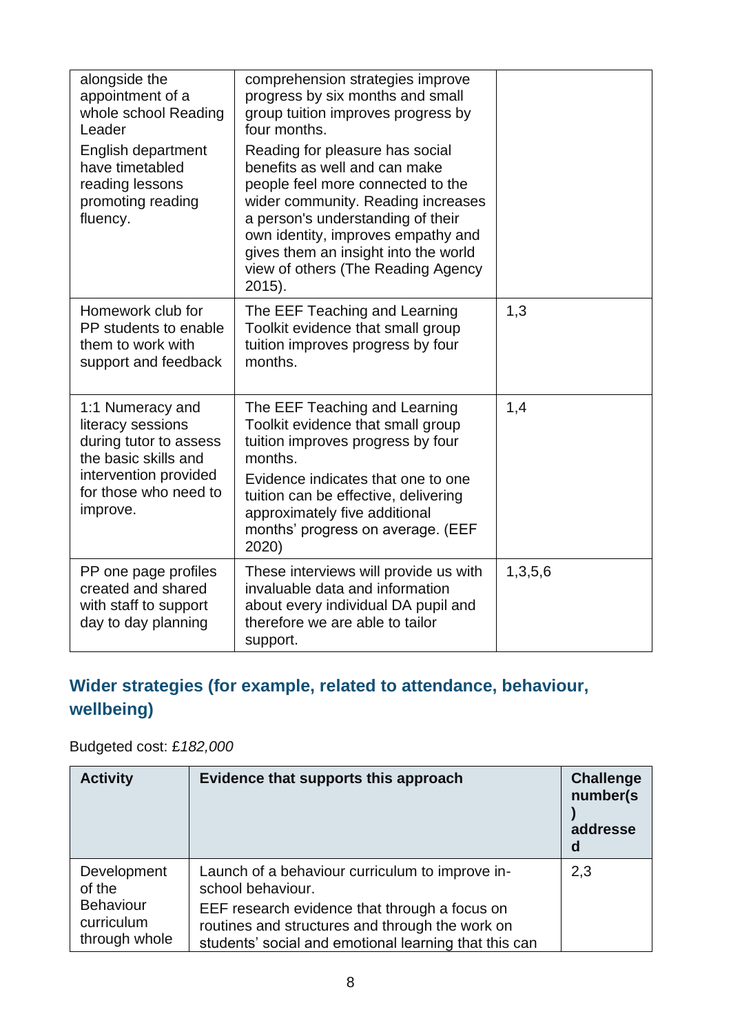| | | |
|---|---|---|
| alongside the appointment of a whole school Reading Leader<br>English department have timetabled reading lessons promoting reading fluency. | comprehension strategies improve progress by six months and small group tuition improves progress by four months.<br>Reading for pleasure has social benefits as well and can make people feel more connected to the wider community. Reading increases a person's understanding of their own identity, improves empathy and gives them an insight into the world view of others (The Reading Agency 2015). | |
| Homework club for PP students to enable them to work with support and feedback | The EEF Teaching and Learning Toolkit evidence that small group tuition improves progress by four months. | 1,3 |
| 1:1 Numeracy and literacy sessions during tutor to assess the basic skills and intervention provided for those who need to improve. | The EEF Teaching and Learning Toolkit evidence that small group tuition improves progress by four months.<br>Evidence indicates that one to one tuition can be effective, delivering approximately five additional months' progress on average. (EEF 2020) | 1,4 |
| PP one page profiles created and shared with staff to support day to day planning | These interviews will provide us with invaluable data and information about every individual DA pupil and therefore we are able to tailor support. | 1,3,5,6 |

## Wider strategies (for example, related to attendance, behaviour, wellbeing)

Budgeted cost: £*182,000*

| Activity | Evidence that supports this approach | Challenge number(s) addressed |
|---|---|---|
| Development of the Behaviour curriculum through whole | Launch of a behaviour curriculum to improve in-school behaviour.<br>EEF research evidence that through a focus on routines and structures and through the work on students' social and emotional learning that this can | 2,3 |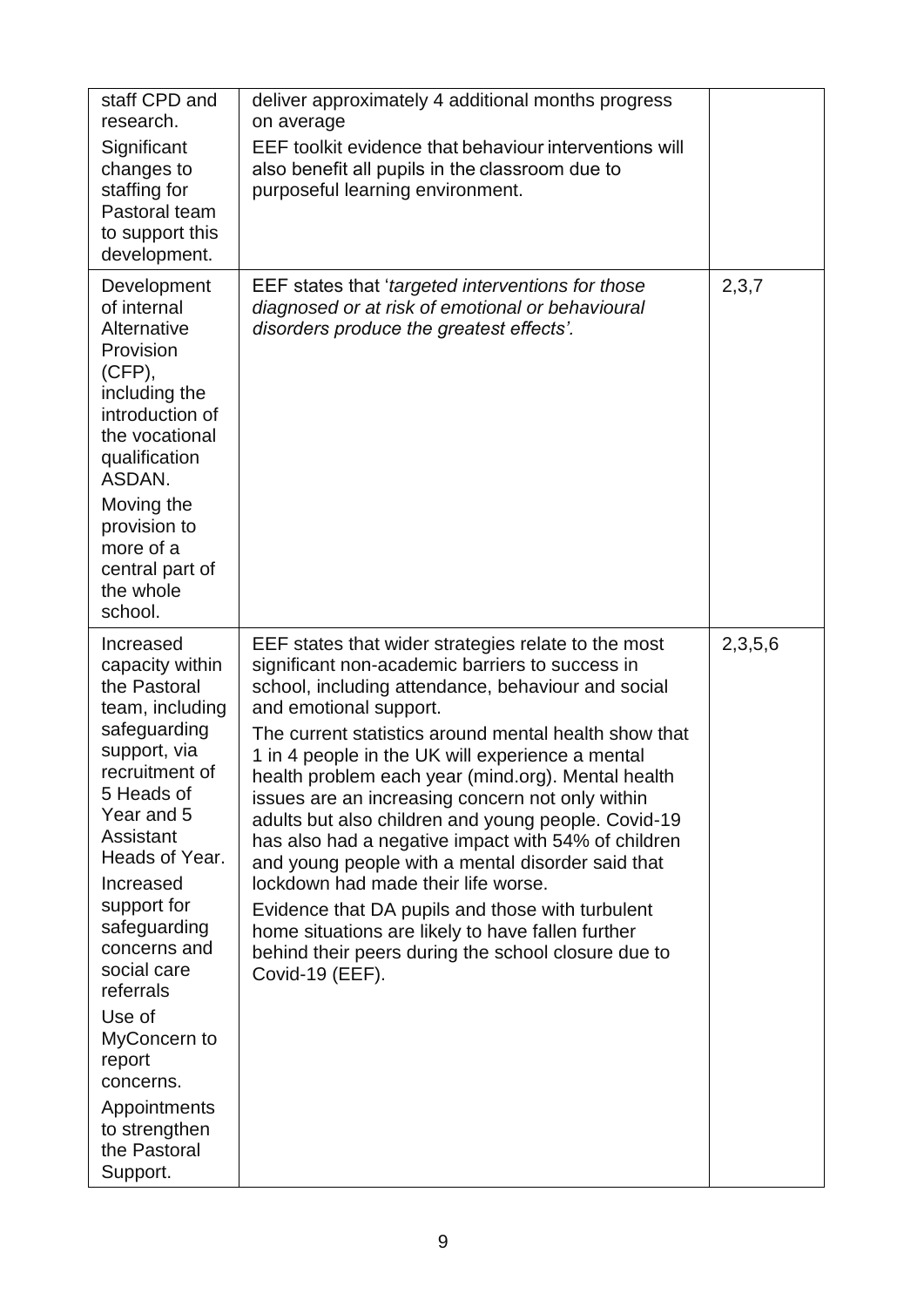| | | |
|---|---|---|
| staff CPD and research.<br>Significant changes to staffing for Pastoral team to support this development. | deliver approximately 4 additional months progress on average<br>EEF toolkit evidence that behaviour interventions will also benefit all pupils in the classroom due to purposeful learning environment. | |
| Development of internal Alternative Provision (CFP), including the introduction of the vocational qualification ASDAN.<br>Moving the provision to more of a central part of the whole school. | EEF states that '*targeted interventions for those diagnosed or at risk of emotional or behavioural disorders produce the greatest effects'.* | 2,3,7 |
| Increased capacity within the Pastoral team, including safeguarding support, via recruitment of 5 Heads of Year and 5 Assistant Heads of Year.<br>Increased support for safeguarding concerns and social care referrals<br>Use of MyConcern to report concerns.<br>Appointments to strengthen the Pastoral Support. | EEF states that wider strategies relate to the most significant non-academic barriers to success in school, including attendance, behaviour and social and emotional support.<br>The current statistics around mental health show that 1 in 4 people in the UK will experience a mental health problem each year (mind.org). Mental health issues are an increasing concern not only within adults but also children and young people. Covid-19 has also had a negative impact with 54% of children and young people with a mental disorder said that lockdown had made their life worse.<br>Evidence that DA pupils and those with turbulent home situations are likely to have fallen further behind their peers during the school closure due to Covid-19 (EEF). | 2,3,5,6 |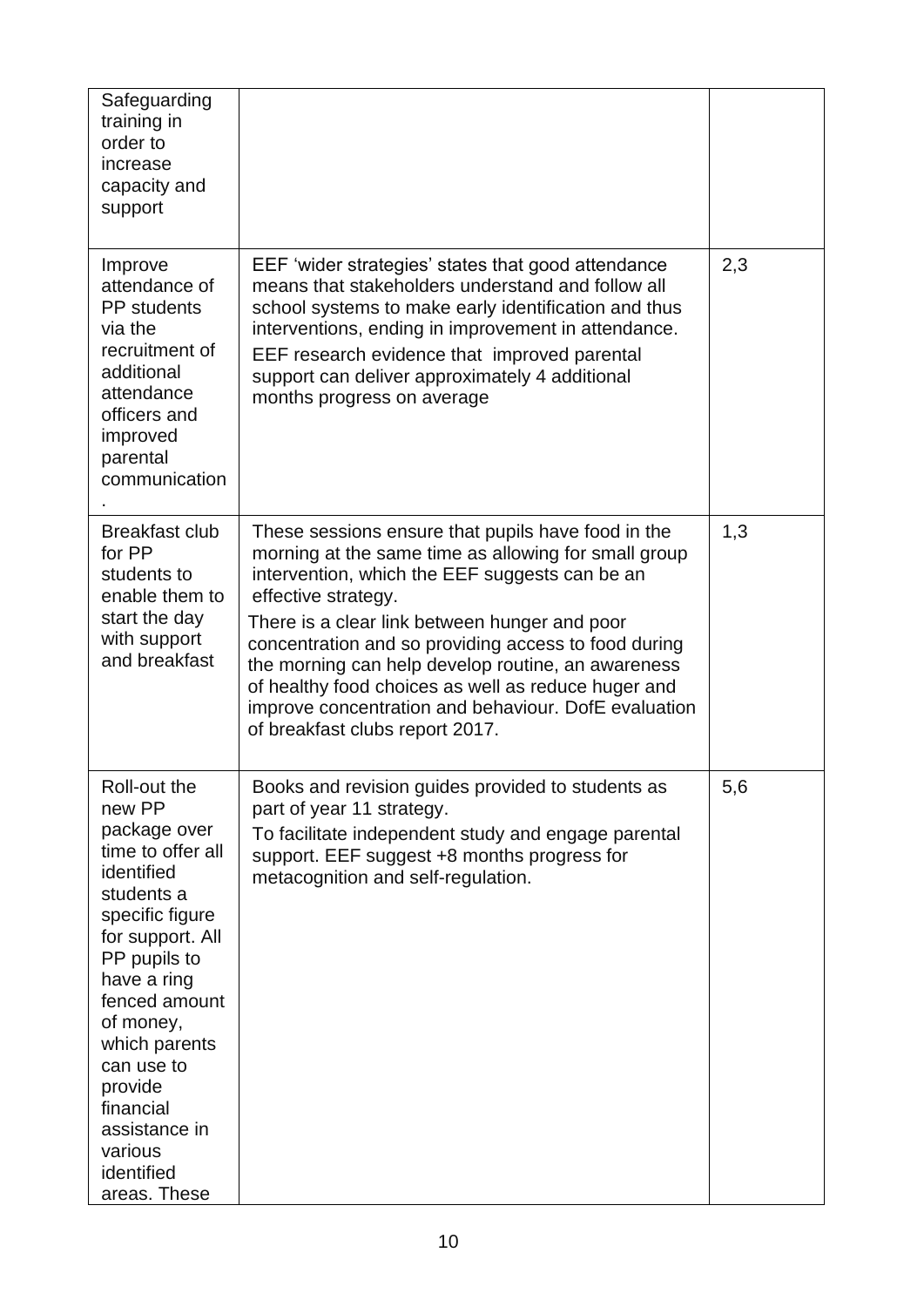| | | |
|---|---|---|
| Safeguarding training in order to increase capacity and support | | |
| Improve attendance of PP students via the recruitment of additional attendance officers and improved parental communication. | EEF 'wider strategies' states that good attendance means that stakeholders understand and follow all school systems to make early identification and thus interventions, ending in improvement in attendance.<br>EEF research evidence that improved parental support can deliver approximately 4 additional months progress on average | 2,3 |
| Breakfast club for PP students to enable them to start the day with support and breakfast | These sessions ensure that pupils have food in the morning at the same time as allowing for small group intervention, which the EEF suggests can be an effective strategy.<br>There is a clear link between hunger and poor concentration and so providing access to food during the morning can help develop routine, an awareness of healthy food choices as well as reduce huger and improve concentration and behaviour. DofE evaluation of breakfast clubs report 2017. | 1,3 |
| Roll-out the new PP package over time to offer all identified students a specific figure for support. All PP pupils to have a ring fenced amount of money, which parents can use to provide financial assistance in various identified areas. These | Books and revision guides provided to students as part of year 11 strategy.<br>To facilitate independent study and engage parental support. EEF suggest +8 months progress for metacognition and self-regulation. | 5,6 |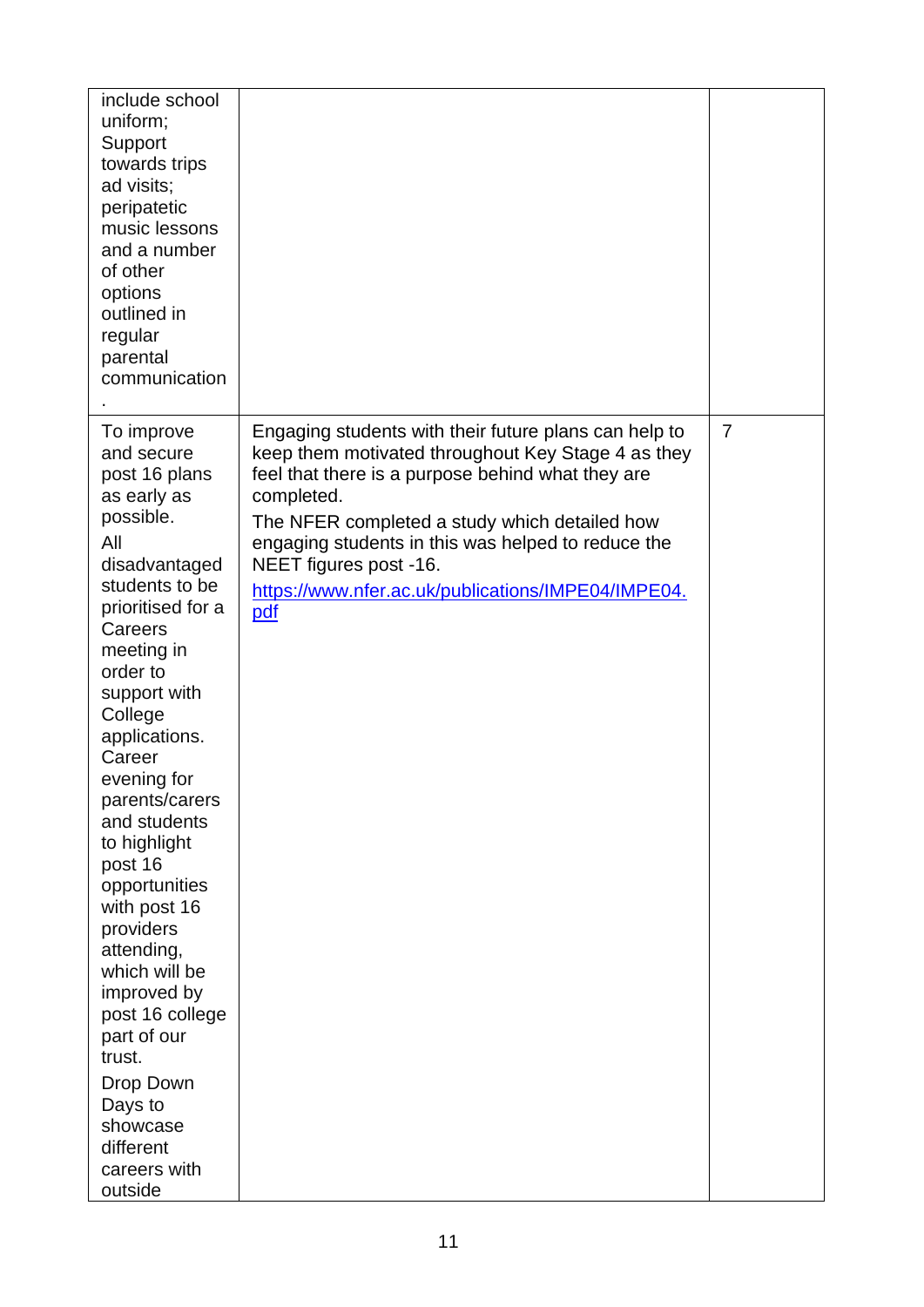| | | |
|---|---|---|
| include school uniform; Support towards trips ad visits; peripatetic music lessons and a number of other options outlined in regular parental communication. | | |
| To improve and secure post 16 plans as early as possible.<br>All disadvantaged students to be prioritised for a Careers meeting in order to support with College applications.<br>Career evening for parents/carers and students to highlight post 16 opportunities with post 16 providers attending, which will be improved by post 16 college part of our trust.<br>Drop Down Days to showcase different careers with outside | Engaging students with their future plans can help to keep them motivated throughout Key Stage 4 as they feel that there is a purpose behind what they are completed.<br>The NFER completed a study which detailed how engaging students in this was helped to reduce the NEET figures post -16.<br>[https://www.nfer.ac.uk/publications/IMPE04/IMPE04.pdf](https://www.nfer.ac.uk/publications/IMPE04/IMPE04.pdf) | 7 |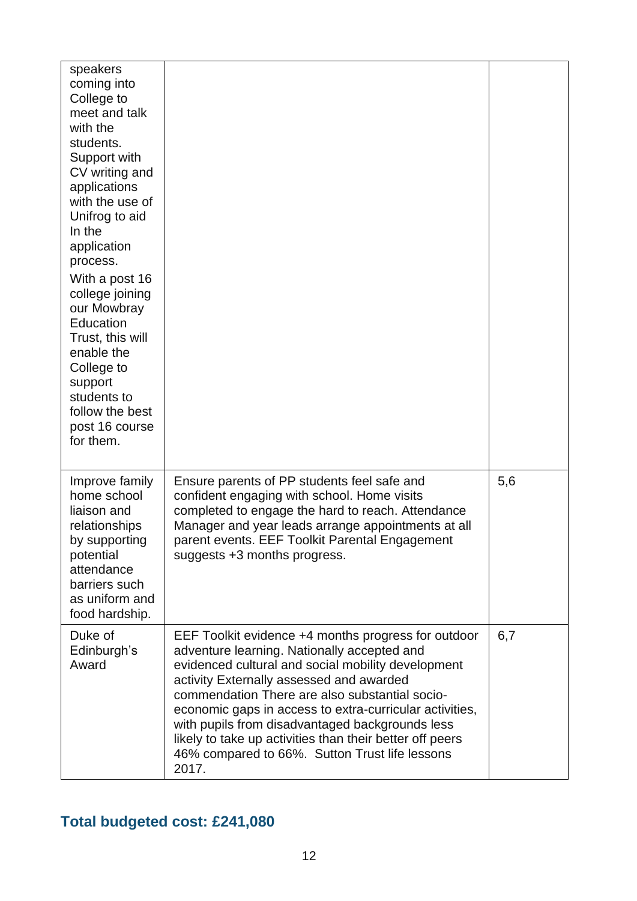| | | |
|---|---|---|
| speakers coming into College to meet and talk with the students. Support with CV writing and applications with the use of Unifrog to aid In the application process. With a post 16 college joining our Mowbray Education Trust, this will enable the College to support students to follow the best post 16 course for them. | | |
| Improve family home school liaison and relationships by supporting potential attendance barriers such as uniform and food hardship. | Ensure parents of PP students feel safe and confident engaging with school. Home visits completed to engage the hard to reach. Attendance Manager and year leads arrange appointments at all parent events. EEF Toolkit Parental Engagement suggests +3 months progress. | 5,6 |
| Duke of Edinburgh's Award | EEF Toolkit evidence +4 months progress for outdoor adventure learning. Nationally accepted and evidenced cultural and social mobility development activity Externally assessed and awarded commendation There are also substantial socio-economic gaps in access to extra-curricular activities, with pupils from disadvantaged backgrounds less likely to take up activities than their better off peers 46% compared to 66%. Sutton Trust life lessons 2017. | 6,7 |

## Total budgeted cost: £241,080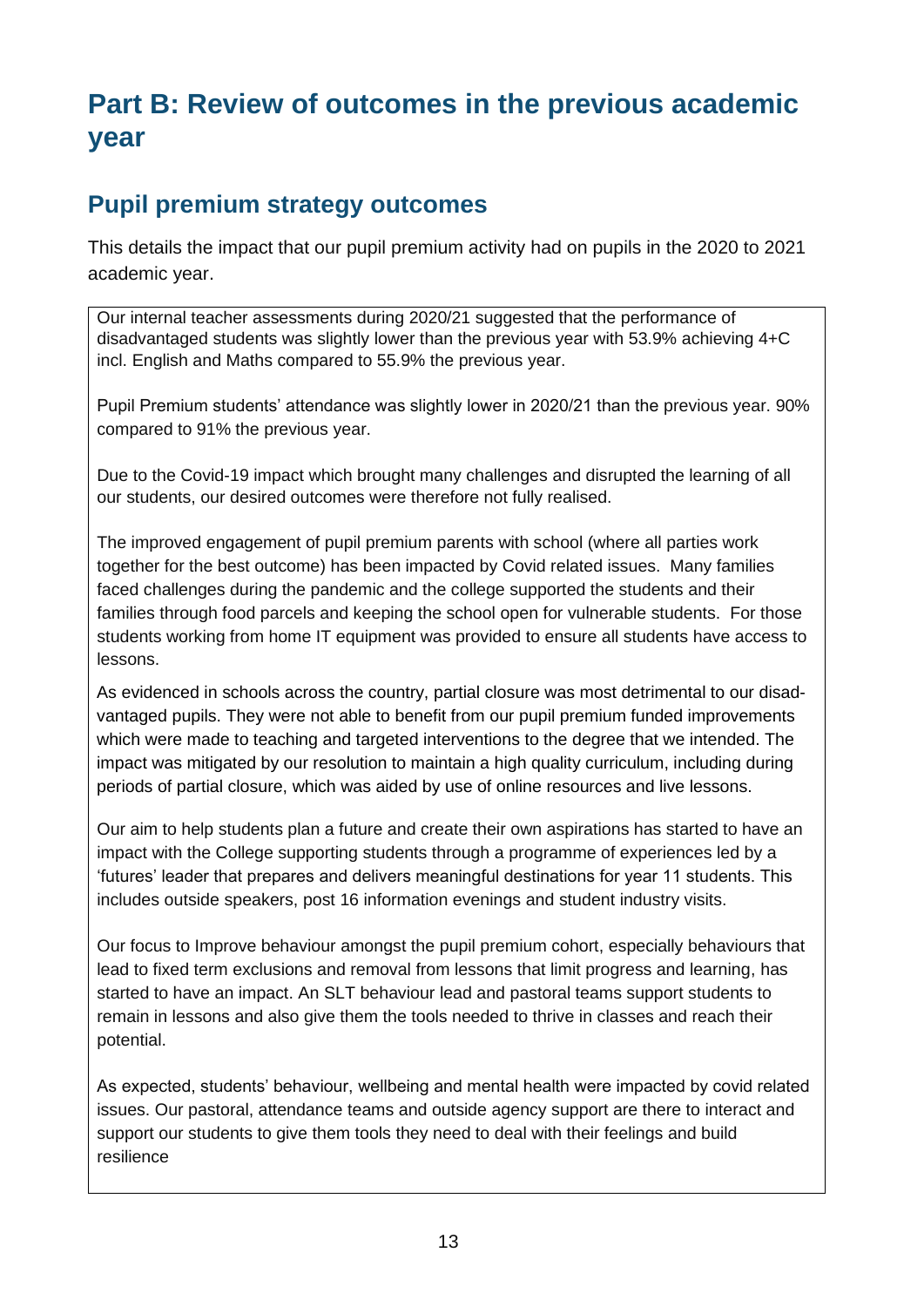# Part B: Review of outcomes in the previous academic year

## Pupil premium strategy outcomes

This details the impact that our pupil premium activity had on pupils in the 2020 to 2021 academic year.

Our internal teacher assessments during 2020/21 suggested that the performance of disadvantaged students was slightly lower than the previous year with 53.9% achieving 4+C incl. English and Maths compared to 55.9% the previous year.

Pupil Premium students' attendance was slightly lower in 2020/21 than the previous year. 90% compared to 91% the previous year.

Due to the Covid-19 impact which brought many challenges and disrupted the learning of all our students, our desired outcomes were therefore not fully realised.

The improved engagement of pupil premium parents with school (where all parties work together for the best outcome) has been impacted by Covid related issues. Many families faced challenges during the pandemic and the college supported the students and their families through food parcels and keeping the school open for vulnerable students. For those students working from home IT equipment was provided to ensure all students have access to lessons.

As evidenced in schools across the country, partial closure was most detrimental to our disadvantaged pupils. They were not able to benefit from our pupil premium funded improvements which were made to teaching and targeted interventions to the degree that we intended. The impact was mitigated by our resolution to maintain a high quality curriculum, including during periods of partial closure, which was aided by use of online resources and live lessons.

Our aim to help students plan a future and create their own aspirations has started to have an impact with the College supporting students through a programme of experiences led by a 'futures' leader that prepares and delivers meaningful destinations for year 11 students. This includes outside speakers, post 16 information evenings and student industry visits.

Our focus to Improve behaviour amongst the pupil premium cohort, especially behaviours that lead to fixed term exclusions and removal from lessons that limit progress and learning, has started to have an impact. An SLT behaviour lead and pastoral teams support students to remain in lessons and also give them the tools needed to thrive in classes and reach their potential.

As expected, students' behaviour, wellbeing and mental health were impacted by covid related issues. Our pastoral, attendance teams and outside agency support are there to interact and support our students to give them tools they need to deal with their feelings and build resilience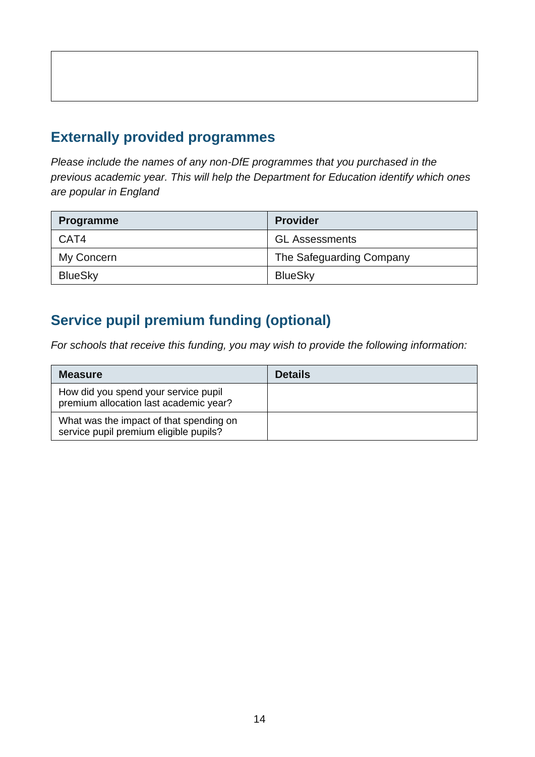## Externally provided programmes

*Please include the names of any non-DfE programmes that you purchased in the previous academic year. This will help the Department for Education identify which ones are popular in England*

| Programme | Provider |
| --- | --- |
| CAT4 | GL Assessments |
| My Concern | The Safeguarding Company |
| BlueSky | BlueSky |

## Service pupil premium funding (optional)

*For schools that receive this funding, you may wish to provide the following information:*

| Measure | Details |
| --- | --- |
| How did you spend your service pupil premium allocation last academic year? | |
| What was the impact of that spending on service pupil premium eligible pupils? | |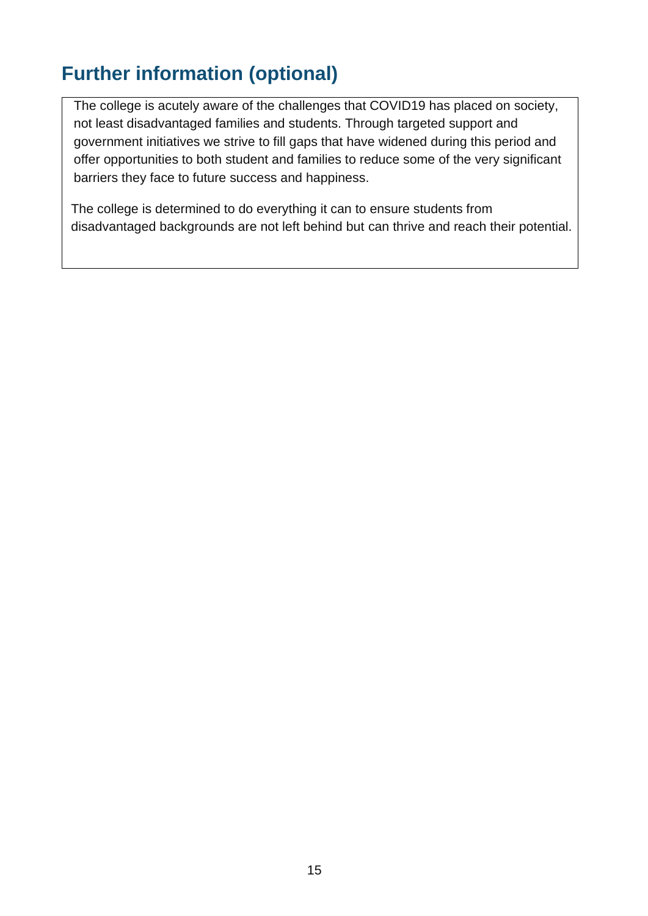## Further information (optional)

The college is acutely aware of the challenges that COVID19 has placed on society, not least disadvantaged families and students. Through targeted support and government initiatives we strive to fill gaps that have widened during this period and offer opportunities to both student and families to reduce some of the very significant barriers they face to future success and happiness.

The college is determined to do everything it can to ensure students from disadvantaged backgrounds are not left behind but can thrive and reach their potential.